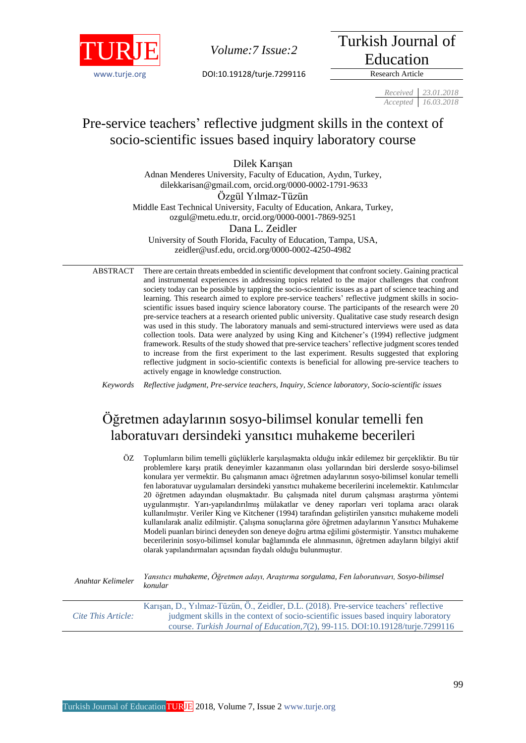TURJE

*Volume:7 Issue:2*

DOI:10.19128/turje.7299116

Turkish Journal of Education

Research Article

*Received* 23.01.2018
*Accepted* 16.03.2018

# Pre-service teachers' reflective judgment skills in the context of socio-scientific issues based inquiry laboratory course

Dilek Karışan
Adnan Menderes University, Faculty of Education, Aydın, Turkey,
dilekkarisan@gmail.com, orcid.org/0000-0002-1791-9633

Özgül Yılmaz-Tüzün
Middle East Technical University, Faculty of Education, Ankara, Turkey,
ozgul@metu.edu.tr, orcid.org/0000-0001-7869-9251

Dana L. Zeidler
University of South Florida, Faculty of Education, Tampa, USA,
zeidler@usf.edu, orcid.org/0000-0002-4250-4982

ABSTRACT There are certain threats embedded in scientific development that confront society. Gaining practical and instrumental experiences in addressing topics related to the major challenges that confront society today can be possible by tapping the socio-scientific issues as a part of science teaching and learning. This research aimed to explore pre-service teachers' reflective judgment skills in socio-scientific issues based inquiry science laboratory course. The participants of the research were 20 pre-service teachers at a research oriented public university. Qualitative case study research design was used in this study. The laboratory manuals and semi-structured interviews were used as data collection tools. Data were analyzed by using King and Kitchener's (1994) reflective judgment framework. Results of the study showed that pre-service teachers' reflective judgment scores tended to increase from the first experiment to the last experiment. Results suggested that exploring reflective judgment in socio-scientific contexts is beneficial for allowing pre-service teachers to actively engage in knowledge construction.

*Keywords* *Reflective judgment, Pre-service teachers, Inquiry, Science laboratory, Socio-scientific issues*

# Öğretmen adaylarının sosyo-bilimsel konular temelli fen laboratuvarı dersindeki yansıtıcı muhakeme becerileri

ÖZ Toplumların bilim temelli güçlüklerle karşılaşmakta olduğu inkâr edilemez bir gerçekliktir. Bu tür problemlere karşı pratik deneyimler kazanmanın olası yollarından biri derslerde sosyo-bilimsel konulara yer vermektir. Bu çalışmanın amacı öğretmen adaylarının sosyo-bilimsel konular temelli fen laboratuvar uygulamaları dersindeki yansıtıcı muhakeme becerilerini incelemektir. Katılımcılar 20 öğretmen adayından oluşmaktadır. Bu çalışmada nitel durum çalışması araştırma yöntemi uygulanmıştır. Yarı-yapılandırılmış mülakatlar ve deney raporları veri toplama aracı olarak kullanılmıştır. Veriler King ve Kitchener (1994) tarafından geliştirilen yansıtıcı muhakeme modeli kullanılarak analiz edilmiştir. Çalışma sonuçlarına göre öğretmen adaylarının Yansıtıcı Muhakeme Modeli puanları birinci deneyden son deneye doğru artma eğilimi göstermiştir. Yansıtıcı muhakeme becerilerinin sosyo-bilimsel konular bağlamında ele alınmasının, öğretmen adayların bilgiyi aktif olarak yapılandırmaları açısından faydalı olduğu bulunmuştur.

*Anahtar Kelimeler* *Yansıtıcı muhakeme, Öğretmen adayı, Araştırma sorgulama, Fen laboratuvarı, Sosyo-bilimsel konular*

*Cite This Article:* Karışan, D., Yılmaz-Tüzün, Ö., Zeidler, D.L. (2018). Pre-service teachers' reflective judgment skills in the context of socio-scientific issues based inquiry laboratory course. *Turkish Journal of Education,7*(2), 99-115. DOI:10.19128/turje.7299116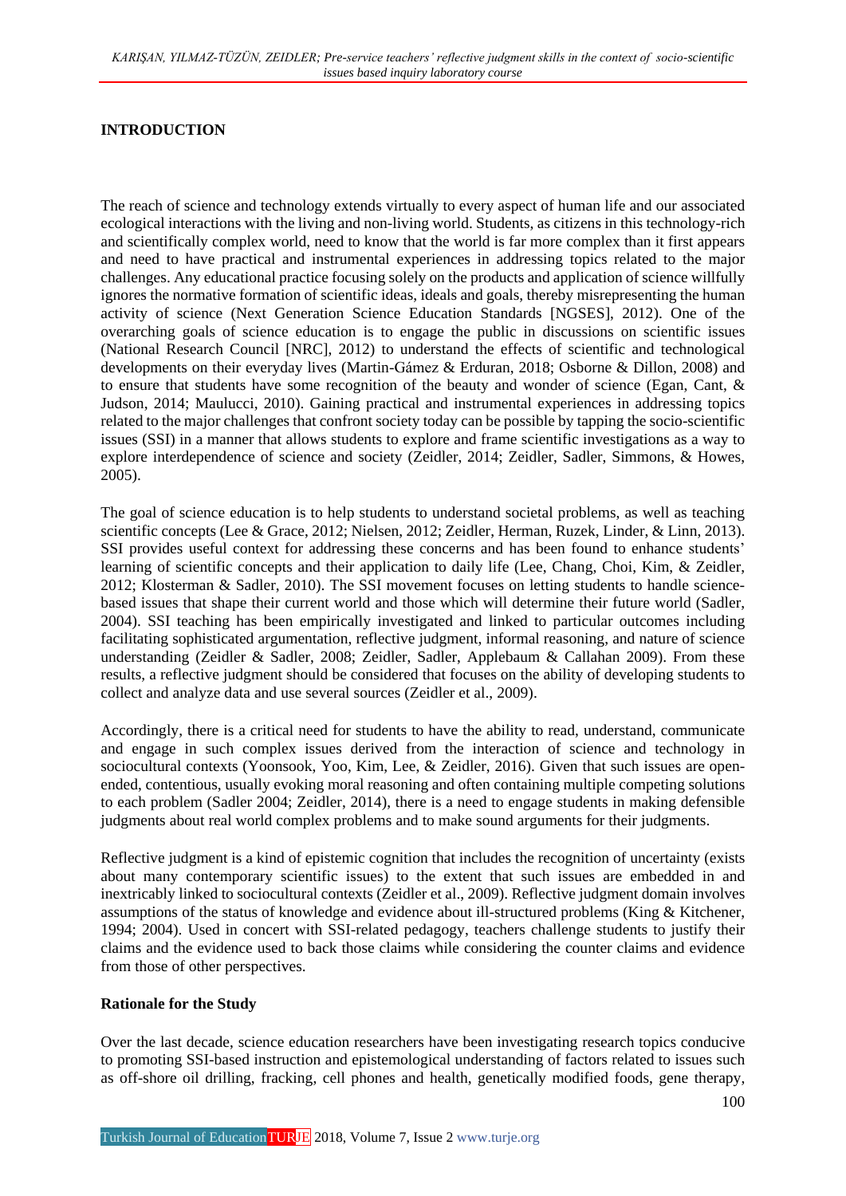## INTRODUCTION

The reach of science and technology extends virtually to every aspect of human life and our associated ecological interactions with the living and non-living world. Students, as citizens in this technology-rich and scientifically complex world, need to know that the world is far more complex than it first appears and need to have practical and instrumental experiences in addressing topics related to the major challenges. Any educational practice focusing solely on the products and application of science willfully ignores the normative formation of scientific ideas, ideals and goals, thereby misrepresenting the human activity of science (Next Generation Science Education Standards [NGSES], 2012). One of the overarching goals of science education is to engage the public in discussions on scientific issues (National Research Council [NRC], 2012) to understand the effects of scientific and technological developments on their everyday lives (Martin-Gámez & Erduran, 2018; Osborne & Dillon, 2008) and to ensure that students have some recognition of the beauty and wonder of science (Egan, Cant, & Judson, 2014; Maulucci, 2010). Gaining practical and instrumental experiences in addressing topics related to the major challenges that confront society today can be possible by tapping the socio-scientific issues (SSI) in a manner that allows students to explore and frame scientific investigations as a way to explore interdependence of science and society (Zeidler, 2014; Zeidler, Sadler, Simmons, & Howes, 2005).

The goal of science education is to help students to understand societal problems, as well as teaching scientific concepts (Lee & Grace, 2012; Nielsen, 2012; Zeidler, Herman, Ruzek, Linder, & Linn, 2013). SSI provides useful context for addressing these concerns and has been found to enhance students' learning of scientific concepts and their application to daily life (Lee, Chang, Choi, Kim, & Zeidler, 2012; Klosterman & Sadler, 2010). The SSI movement focuses on letting students to handle science-based issues that shape their current world and those which will determine their future world (Sadler, 2004). SSI teaching has been empirically investigated and linked to particular outcomes including facilitating sophisticated argumentation, reflective judgment, informal reasoning, and nature of science understanding (Zeidler & Sadler, 2008; Zeidler, Sadler, Applebaum & Callahan 2009). From these results, a reflective judgment should be considered that focuses on the ability of developing students to collect and analyze data and use several sources (Zeidler et al., 2009).

Accordingly, there is a critical need for students to have the ability to read, understand, communicate and engage in such complex issues derived from the interaction of science and technology in sociocultural contexts (Yoonsook, Yoo, Kim, Lee, & Zeidler, 2016). Given that such issues are open-ended, contentious, usually evoking moral reasoning and often containing multiple competing solutions to each problem (Sadler 2004; Zeidler, 2014), there is a need to engage students in making defensible judgments about real world complex problems and to make sound arguments for their judgments.

Reflective judgment is a kind of epistemic cognition that includes the recognition of uncertainty (exists about many contemporary scientific issues) to the extent that such issues are embedded in and inextricably linked to sociocultural contexts (Zeidler et al., 2009). Reflective judgment domain involves assumptions of the status of knowledge and evidence about ill-structured problems (King & Kitchener, 1994; 2004). Used in concert with SSI-related pedagogy, teachers challenge students to justify their claims and the evidence used to back those claims while considering the counter claims and evidence from those of other perspectives.

### Rationale for the Study

Over the last decade, science education researchers have been investigating research topics conducive to promoting SSI-based instruction and epistemological understanding of factors related to issues such as off-shore oil drilling, fracking, cell phones and health, genetically modified foods, gene therapy,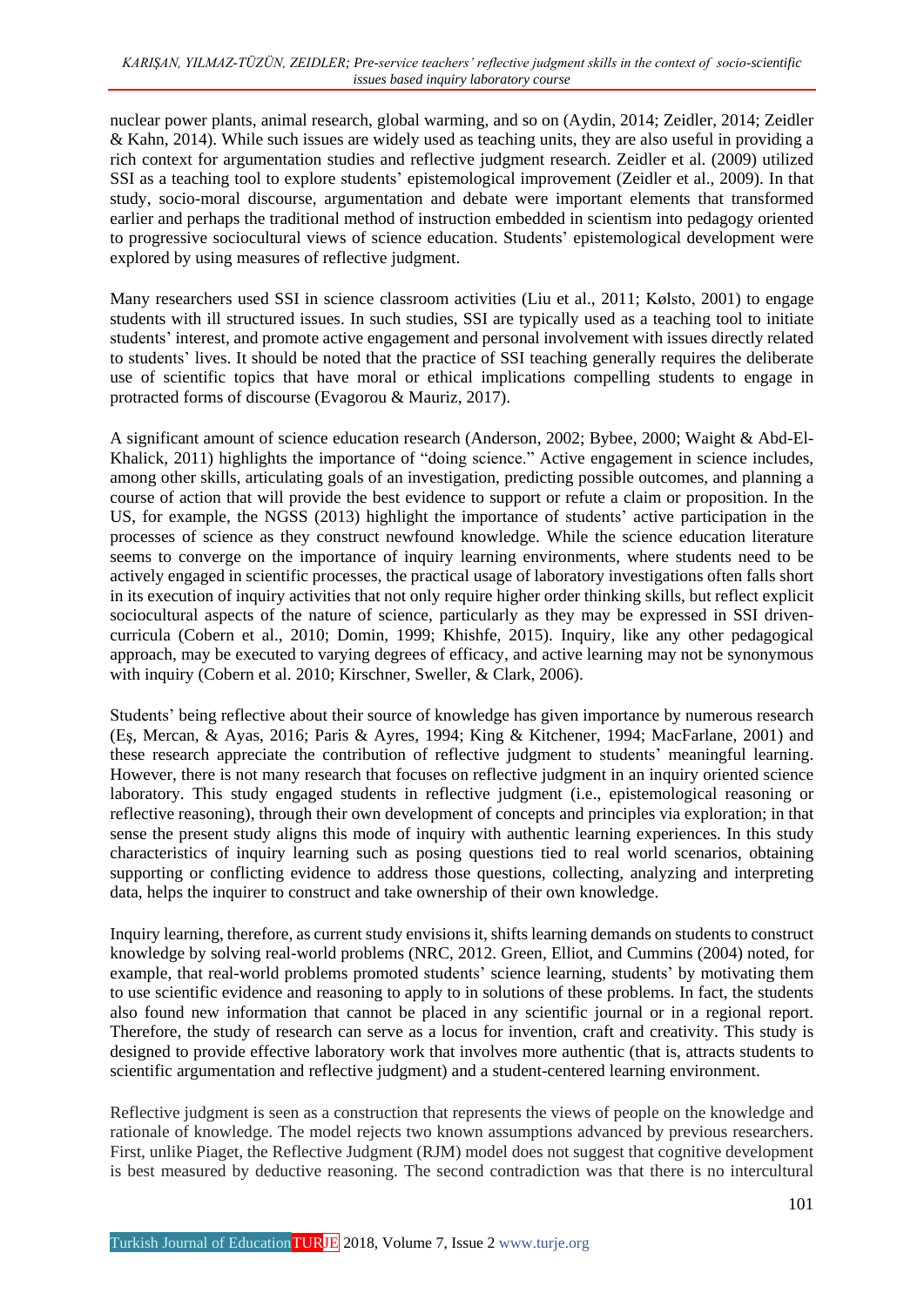nuclear power plants, animal research, global warming, and so on (Aydin, 2014; Zeidler, 2014; Zeidler & Kahn, 2014). While such issues are widely used as teaching units, they are also useful in providing a rich context for argumentation studies and reflective judgment research. Zeidler et al. (2009) utilized SSI as a teaching tool to explore students' epistemological improvement (Zeidler et al., 2009). In that study, socio-moral discourse, argumentation and debate were important elements that transformed earlier and perhaps the traditional method of instruction embedded in scientism into pedagogy oriented to progressive sociocultural views of science education. Students' epistemological development were explored by using measures of reflective judgment.

Many researchers used SSI in science classroom activities (Liu et al., 2011; Kølsto, 2001) to engage students with ill structured issues. In such studies, SSI are typically used as a teaching tool to initiate students' interest, and promote active engagement and personal involvement with issues directly related to students' lives. It should be noted that the practice of SSI teaching generally requires the deliberate use of scientific topics that have moral or ethical implications compelling students to engage in protracted forms of discourse (Evagorou & Mauriz, 2017).

A significant amount of science education research (Anderson, 2002; Bybee, 2000; Waight & Abd-El-Khalick, 2011) highlights the importance of "doing science." Active engagement in science includes, among other skills, articulating goals of an investigation, predicting possible outcomes, and planning a course of action that will provide the best evidence to support or refute a claim or proposition. In the US, for example, the NGSS (2013) highlight the importance of students' active participation in the processes of science as they construct newfound knowledge. While the science education literature seems to converge on the importance of inquiry learning environments, where students need to be actively engaged in scientific processes, the practical usage of laboratory investigations often falls short in its execution of inquiry activities that not only require higher order thinking skills, but reflect explicit sociocultural aspects of the nature of science, particularly as they may be expressed in SSI driven-curricula (Cobern et al., 2010; Domin, 1999; Khishfe, 2015). Inquiry, like any other pedagogical approach, may be executed to varying degrees of efficacy, and active learning may not be synonymous with inquiry (Cobern et al. 2010; Kirschner, Sweller, & Clark, 2006).

Students' being reflective about their source of knowledge has given importance by numerous research (Eş, Mercan, & Ayas, 2016; Paris & Ayres, 1994; King & Kitchener, 1994; MacFarlane, 2001) and these research appreciate the contribution of reflective judgment to students' meaningful learning. However, there is not many research that focuses on reflective judgment in an inquiry oriented science laboratory. This study engaged students in reflective judgment (i.e., epistemological reasoning or reflective reasoning), through their own development of concepts and principles via exploration; in that sense the present study aligns this mode of inquiry with authentic learning experiences. In this study characteristics of inquiry learning such as posing questions tied to real world scenarios, obtaining supporting or conflicting evidence to address those questions, collecting, analyzing and interpreting data, helps the inquirer to construct and take ownership of their own knowledge.

Inquiry learning, therefore, as current study envisions it, shifts learning demands on students to construct knowledge by solving real-world problems (NRC, 2012. Green, Elliot, and Cummins (2004) noted, for example, that real-world problems promoted students' science learning, students' by motivating them to use scientific evidence and reasoning to apply to in solutions of these problems. In fact, the students also found new information that cannot be placed in any scientific journal or in a regional report. Therefore, the study of research can serve as a locus for invention, craft and creativity. This study is designed to provide effective laboratory work that involves more authentic (that is, attracts students to scientific argumentation and reflective judgment) and a student-centered learning environment.

Reflective judgment is seen as a construction that represents the views of people on the knowledge and rationale of knowledge. The model rejects two known assumptions advanced by previous researchers. First, unlike Piaget, the Reflective Judgment (RJM) model does not suggest that cognitive development is best measured by deductive reasoning. The second contradiction was that there is no intercultural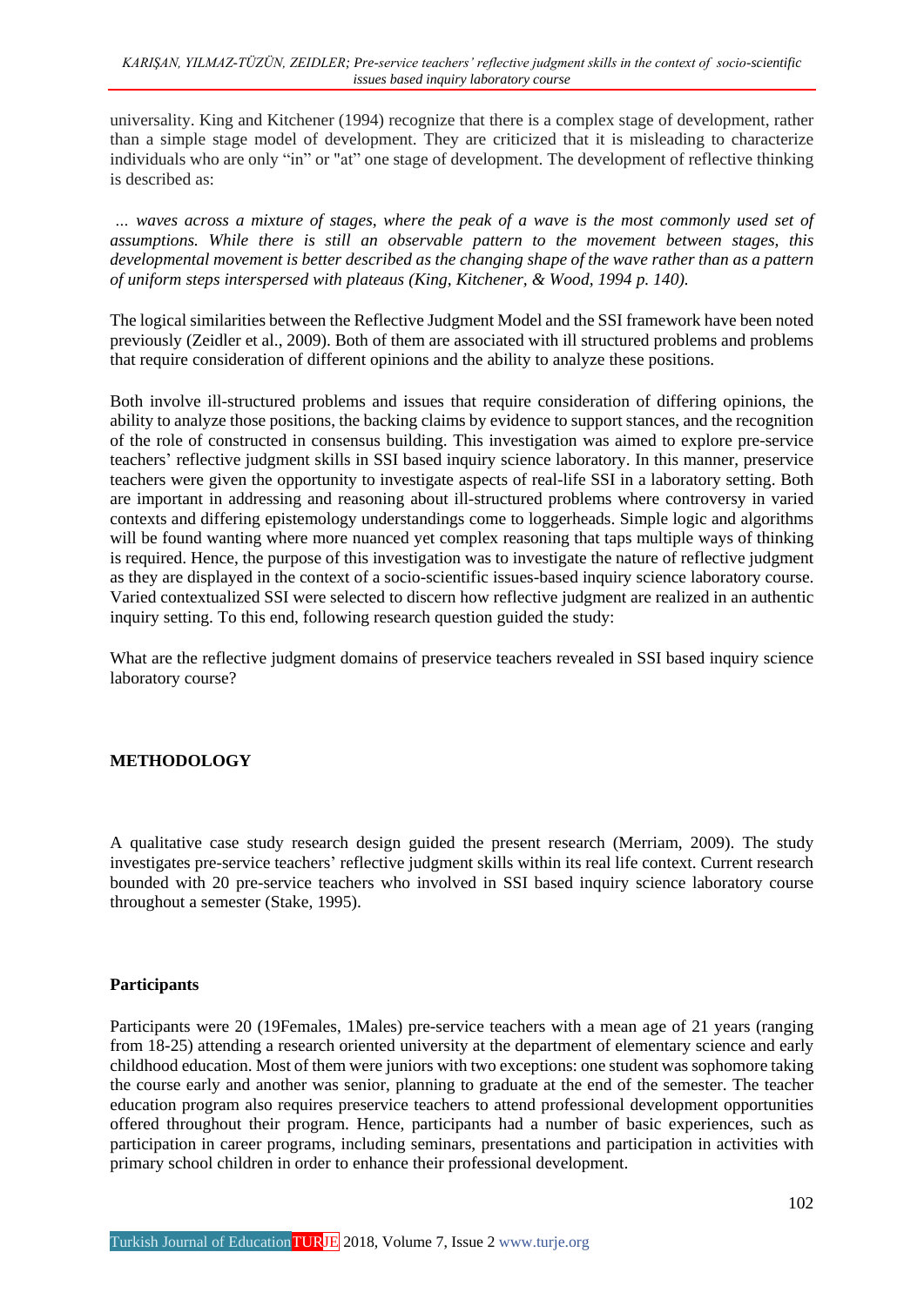universality. King and Kitchener (1994) recognize that there is a complex stage of development, rather than a simple stage model of development. They are criticized that it is misleading to characterize individuals who are only "in" or "at" one stage of development. The development of reflective thinking is described as:

*... waves across a mixture of stages, where the peak of a wave is the most commonly used set of assumptions. While there is still an observable pattern to the movement between stages, this developmental movement is better described as the changing shape of the wave rather than as a pattern of uniform steps interspersed with plateaus (King, Kitchener, & Wood, 1994 p. 140).*

The logical similarities between the Reflective Judgment Model and the SSI framework have been noted previously (Zeidler et al., 2009). Both of them are associated with ill structured problems and problems that require consideration of different opinions and the ability to analyze these positions.

Both involve ill-structured problems and issues that require consideration of differing opinions, the ability to analyze those positions, the backing claims by evidence to support stances, and the recognition of the role of constructed in consensus building. This investigation was aimed to explore pre-service teachers' reflective judgment skills in SSI based inquiry science laboratory. In this manner, preservice teachers were given the opportunity to investigate aspects of real-life SSI in a laboratory setting. Both are important in addressing and reasoning about ill-structured problems where controversy in varied contexts and differing epistemology understandings come to loggerheads. Simple logic and algorithms will be found wanting where more nuanced yet complex reasoning that taps multiple ways of thinking is required. Hence, the purpose of this investigation was to investigate the nature of reflective judgment as they are displayed in the context of a socio-scientific issues-based inquiry science laboratory course. Varied contextualized SSI were selected to discern how reflective judgment are realized in an authentic inquiry setting. To this end, following research question guided the study:

What are the reflective judgment domains of preservice teachers revealed in SSI based inquiry science laboratory course?

## METHODOLOGY

A qualitative case study research design guided the present research (Merriam, 2009). The study investigates pre-service teachers' reflective judgment skills within its real life context. Current research bounded with 20 pre-service teachers who involved in SSI based inquiry science laboratory course throughout a semester (Stake, 1995).

### Participants

Participants were 20 (19Females, 1Males) pre-service teachers with a mean age of 21 years (ranging from 18-25) attending a research oriented university at the department of elementary science and early childhood education. Most of them were juniors with two exceptions: one student was sophomore taking the course early and another was senior, planning to graduate at the end of the semester. The teacher education program also requires preservice teachers to attend professional development opportunities offered throughout their program. Hence, participants had a number of basic experiences, such as participation in career programs, including seminars, presentations and participation in activities with primary school children in order to enhance their professional development.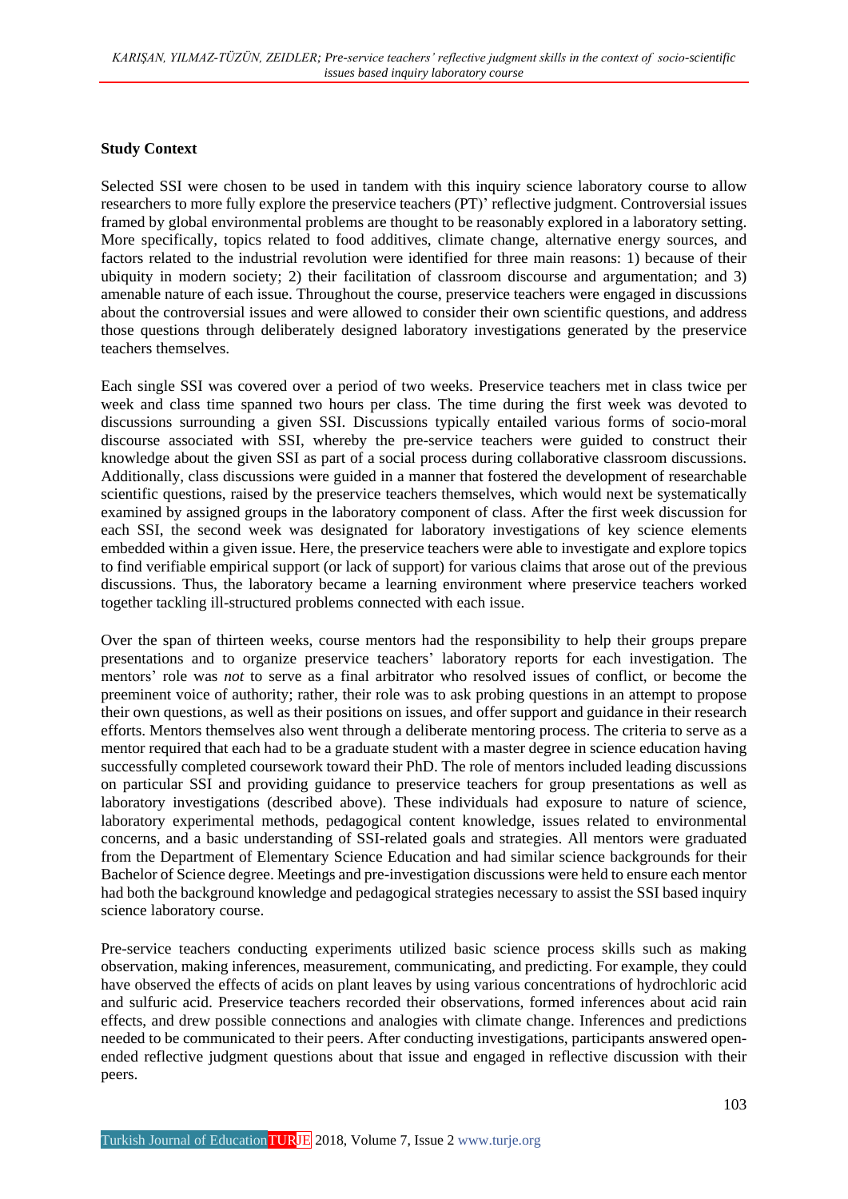**Study Context**

Selected SSI were chosen to be used in tandem with this inquiry science laboratory course to allow researchers to more fully explore the preservice teachers (PT)' reflective judgment. Controversial issues framed by global environmental problems are thought to be reasonably explored in a laboratory setting. More specifically, topics related to food additives, climate change, alternative energy sources, and factors related to the industrial revolution were identified for three main reasons: 1) because of their ubiquity in modern society; 2) their facilitation of classroom discourse and argumentation; and 3) amenable nature of each issue. Throughout the course, preservice teachers were engaged in discussions about the controversial issues and were allowed to consider their own scientific questions, and address those questions through deliberately designed laboratory investigations generated by the preservice teachers themselves.

Each single SSI was covered over a period of two weeks. Preservice teachers met in class twice per week and class time spanned two hours per class. The time during the first week was devoted to discussions surrounding a given SSI. Discussions typically entailed various forms of socio-moral discourse associated with SSI, whereby the pre-service teachers were guided to construct their knowledge about the given SSI as part of a social process during collaborative classroom discussions. Additionally, class discussions were guided in a manner that fostered the development of researchable scientific questions, raised by the preservice teachers themselves, which would next be systematically examined by assigned groups in the laboratory component of class. After the first week discussion for each SSI, the second week was designated for laboratory investigations of key science elements embedded within a given issue. Here, the preservice teachers were able to investigate and explore topics to find verifiable empirical support (or lack of support) for various claims that arose out of the previous discussions. Thus, the laboratory became a learning environment where preservice teachers worked together tackling ill-structured problems connected with each issue.

Over the span of thirteen weeks, course mentors had the responsibility to help their groups prepare presentations and to organize preservice teachers' laboratory reports for each investigation. The mentors' role was *not* to serve as a final arbitrator who resolved issues of conflict, or become the preeminent voice of authority; rather, their role was to ask probing questions in an attempt to propose their own questions, as well as their positions on issues, and offer support and guidance in their research efforts. Mentors themselves also went through a deliberate mentoring process. The criteria to serve as a mentor required that each had to be a graduate student with a master degree in science education having successfully completed coursework toward their PhD. The role of mentors included leading discussions on particular SSI and providing guidance to preservice teachers for group presentations as well as laboratory investigations (described above). These individuals had exposure to nature of science, laboratory experimental methods, pedagogical content knowledge, issues related to environmental concerns, and a basic understanding of SSI-related goals and strategies. All mentors were graduated from the Department of Elementary Science Education and had similar science backgrounds for their Bachelor of Science degree. Meetings and pre-investigation discussions were held to ensure each mentor had both the background knowledge and pedagogical strategies necessary to assist the SSI based inquiry science laboratory course.

Pre-service teachers conducting experiments utilized basic science process skills such as making observation, making inferences, measurement, communicating, and predicting. For example, they could have observed the effects of acids on plant leaves by using various concentrations of hydrochloric acid and sulfuric acid. Preservice teachers recorded their observations, formed inferences about acid rain effects, and drew possible connections and analogies with climate change. Inferences and predictions needed to be communicated to their peers. After conducting investigations, participants answered open-ended reflective judgment questions about that issue and engaged in reflective discussion with their peers.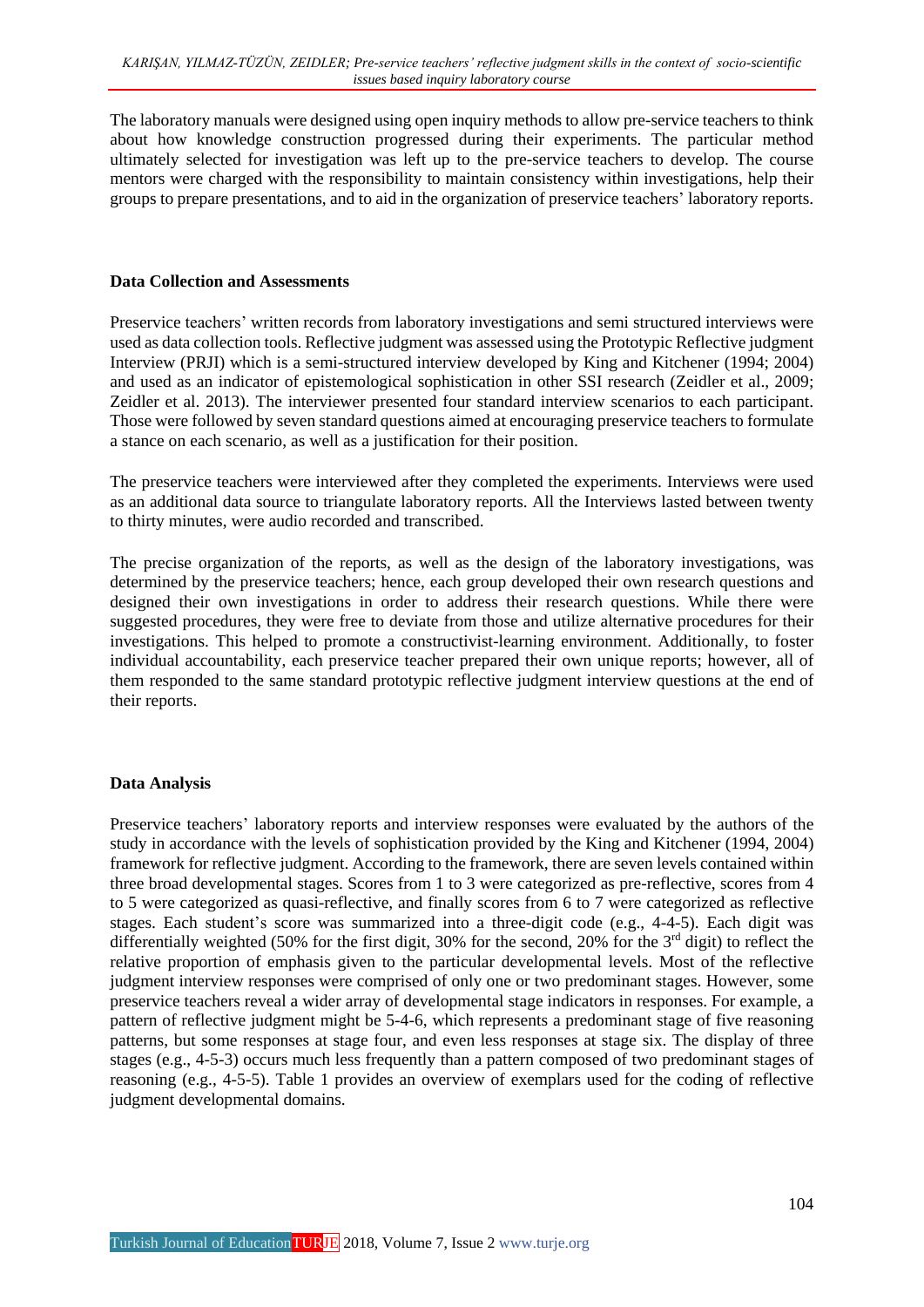The laboratory manuals were designed using open inquiry methods to allow pre-service teachers to think about how knowledge construction progressed during their experiments. The particular method ultimately selected for investigation was left up to the pre-service teachers to develop. The course mentors were charged with the responsibility to maintain consistency within investigations, help their groups to prepare presentations, and to aid in the organization of preservice teachers' laboratory reports.

### Data Collection and Assessments

Preservice teachers' written records from laboratory investigations and semi structured interviews were used as data collection tools. Reflective judgment was assessed using the Prototypic Reflective judgment Interview (PRJI) which is a semi-structured interview developed by King and Kitchener (1994; 2004) and used as an indicator of epistemological sophistication in other SSI research (Zeidler et al., 2009; Zeidler et al. 2013). The interviewer presented four standard interview scenarios to each participant. Those were followed by seven standard questions aimed at encouraging preservice teachers to formulate a stance on each scenario, as well as a justification for their position.

The preservice teachers were interviewed after they completed the experiments. Interviews were used as an additional data source to triangulate laboratory reports. All the Interviews lasted between twenty to thirty minutes, were audio recorded and transcribed.

The precise organization of the reports, as well as the design of the laboratory investigations, was determined by the preservice teachers; hence, each group developed their own research questions and designed their own investigations in order to address their research questions. While there were suggested procedures, they were free to deviate from those and utilize alternative procedures for their investigations. This helped to promote a constructivist-learning environment. Additionally, to foster individual accountability, each preservice teacher prepared their own unique reports; however, all of them responded to the same standard prototypic reflective judgment interview questions at the end of their reports.

### Data Analysis

Preservice teachers' laboratory reports and interview responses were evaluated by the authors of the study in accordance with the levels of sophistication provided by the King and Kitchener (1994, 2004) framework for reflective judgment. According to the framework, there are seven levels contained within three broad developmental stages. Scores from 1 to 3 were categorized as pre-reflective, scores from 4 to 5 were categorized as quasi-reflective, and finally scores from 6 to 7 were categorized as reflective stages. Each student's score was summarized into a three-digit code (e.g., 4-4-5). Each digit was differentially weighted (50% for the first digit, 30% for the second, 20% for the 3rd digit) to reflect the relative proportion of emphasis given to the particular developmental levels. Most of the reflective judgment interview responses were comprised of only one or two predominant stages. However, some preservice teachers reveal a wider array of developmental stage indicators in responses. For example, a pattern of reflective judgment might be 5-4-6, which represents a predominant stage of five reasoning patterns, but some responses at stage four, and even less responses at stage six. The display of three stages (e.g., 4-5-3) occurs much less frequently than a pattern composed of two predominant stages of reasoning (e.g., 4-5-5). Table 1 provides an overview of exemplars used for the coding of reflective judgment developmental domains.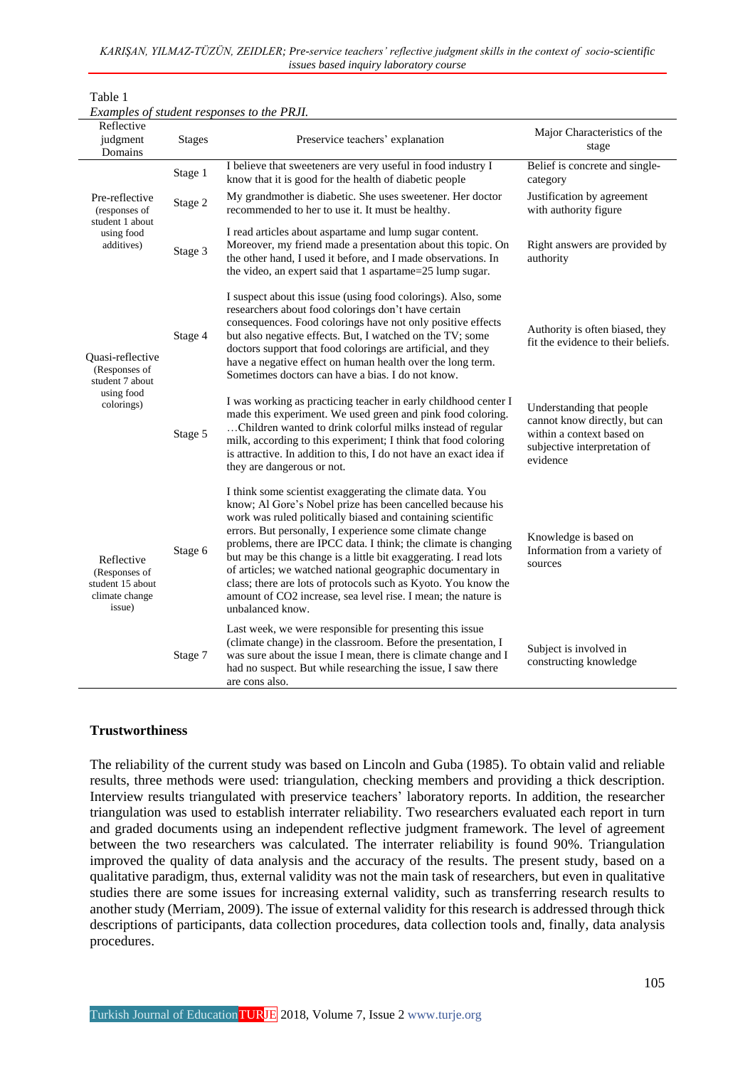Table 1

*Examples of student responses to the PRJI.*

| Reflective judgment Domains | Stages | Preservice teachers' explanation | Major Characteristics of the stage |
|---|---|---|---|
| Pre-reflective (responses of student 1 about using food additives) | Stage 1 | I believe that sweeteners are very useful in food industry I know that it is good for the health of diabetic people | Belief is concrete and single-category |
| | Stage 2 | My grandmother is diabetic. She uses sweetener. Her doctor recommended to her to use it. It must be healthy. | Justification by agreement with authority figure |
| | Stage 3 | I read articles about aspartame and lump sugar content. Moreover, my friend made a presentation about this topic. On the other hand, I used it before, and I made observations. In the video, an expert said that 1 aspartame=25 lump sugar. | Right answers are provided by authority |
| Quasi-reflective (Responses of student 7 about using food colorings) | Stage 4 | I suspect about this issue (using food colorings). Also, some researchers about food colorings don't have certain consequences. Food colorings have not only positive effects but also negative effects. But, I watched on the TV; some doctors support that food colorings are artificial, and they have a negative effect on human health over the long term. Sometimes doctors can have a bias. I do not know. | Authority is often biased, they fit the evidence to their beliefs. |
| | Stage 5 | I was working as practicing teacher in early childhood center I made this experiment. We used green and pink food coloring. …Children wanted to drink colorful milks instead of regular milk, according to this experiment; I think that food coloring is attractive. In addition to this, I do not have an exact idea if they are dangerous or not. | Understanding that people cannot know directly, but can within a context based on subjective interpretation of evidence |
| Reflective (Responses of student 15 about climate change issue) | Stage 6 | I think some scientist exaggerating the climate data. You know; Al Gore's Nobel prize has been cancelled because his work was ruled politically biased and containing scientific errors. But personally, I experience some climate change problems, there are IPCC data. I think; the climate is changing but may be this change is a little bit exaggerating. I read lots of articles; we watched national geographic documentary in class; there are lots of protocols such as Kyoto. You know the amount of CO2 increase, sea level rise. I mean; the nature is unbalanced know. | Knowledge is based on Information from a variety of sources |
| | Stage 7 | Last week, we were responsible for presenting this issue (climate change) in the classroom. Before the presentation, I was sure about the issue I mean, there is climate change and I had no suspect. But while researching the issue, I saw there are cons also. | Subject is involved in constructing knowledge |

**Trustworthiness**

The reliability of the current study was based on Lincoln and Guba (1985). To obtain valid and reliable results, three methods were used: triangulation, checking members and providing a thick description. Interview results triangulated with preservice teachers' laboratory reports. In addition, the researcher triangulation was used to establish interrater reliability. Two researchers evaluated each report in turn and graded documents using an independent reflective judgment framework. The level of agreement between the two researchers was calculated. The interrater reliability is found 90%. Triangulation improved the quality of data analysis and the accuracy of the results. The present study, based on a qualitative paradigm, thus, external validity was not the main task of researchers, but even in qualitative studies there are some issues for increasing external validity, such as transferring research results to another study (Merriam, 2009). The issue of external validity for this research is addressed through thick descriptions of participants, data collection procedures, data collection tools and, finally, data analysis procedures.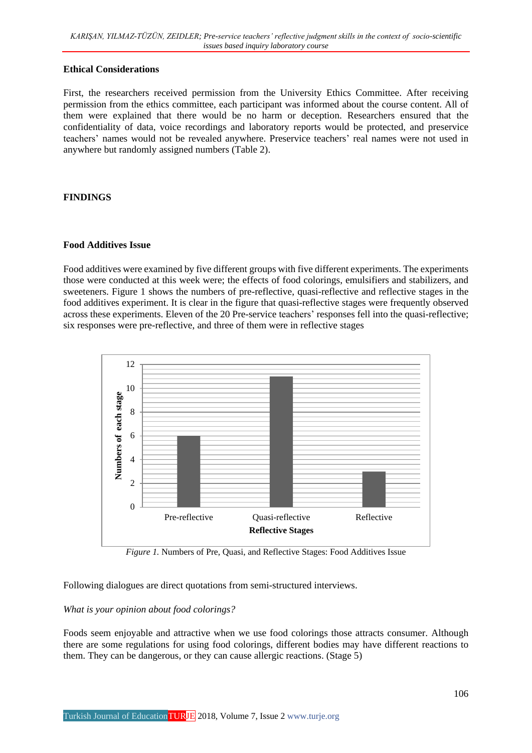### Ethical Considerations

First, the researchers received permission from the University Ethics Committee. After receiving permission from the ethics committee, each participant was informed about the course content. All of them were explained that there would be no harm or deception. Researchers ensured that the confidentiality of data, voice recordings and laboratory reports would be protected, and preservice teachers' names would not be revealed anywhere. Preservice teachers' real names were not used in anywhere but randomly assigned numbers (Table 2).

## FINDINGS

### Food Additives Issue

Food additives were examined by five different groups with five different experiments. The experiments those were conducted at this week were; the effects of food colorings, emulsifiers and stabilizers, and sweeteners. Figure 1 shows the numbers of pre-reflective, quasi-reflective and reflective stages in the food additives experiment. It is clear in the figure that quasi-reflective stages were frequently observed across these experiments. Eleven of the 20 Pre-service teachers' responses fell into the quasi-reflective; six responses were pre-reflective, and three of them were in reflective stages

*Figure 1.* Numbers of Pre, Quasi, and Reflective Stages: Food Additives Issue

Following dialogues are direct quotations from semi-structured interviews.

*What is your opinion about food colorings?*

Foods seem enjoyable and attractive when we use food colorings those attracts consumer. Although there are some regulations for using food colorings, different bodies may have different reactions to them. They can be dangerous, or they can cause allergic reactions. (Stage 5)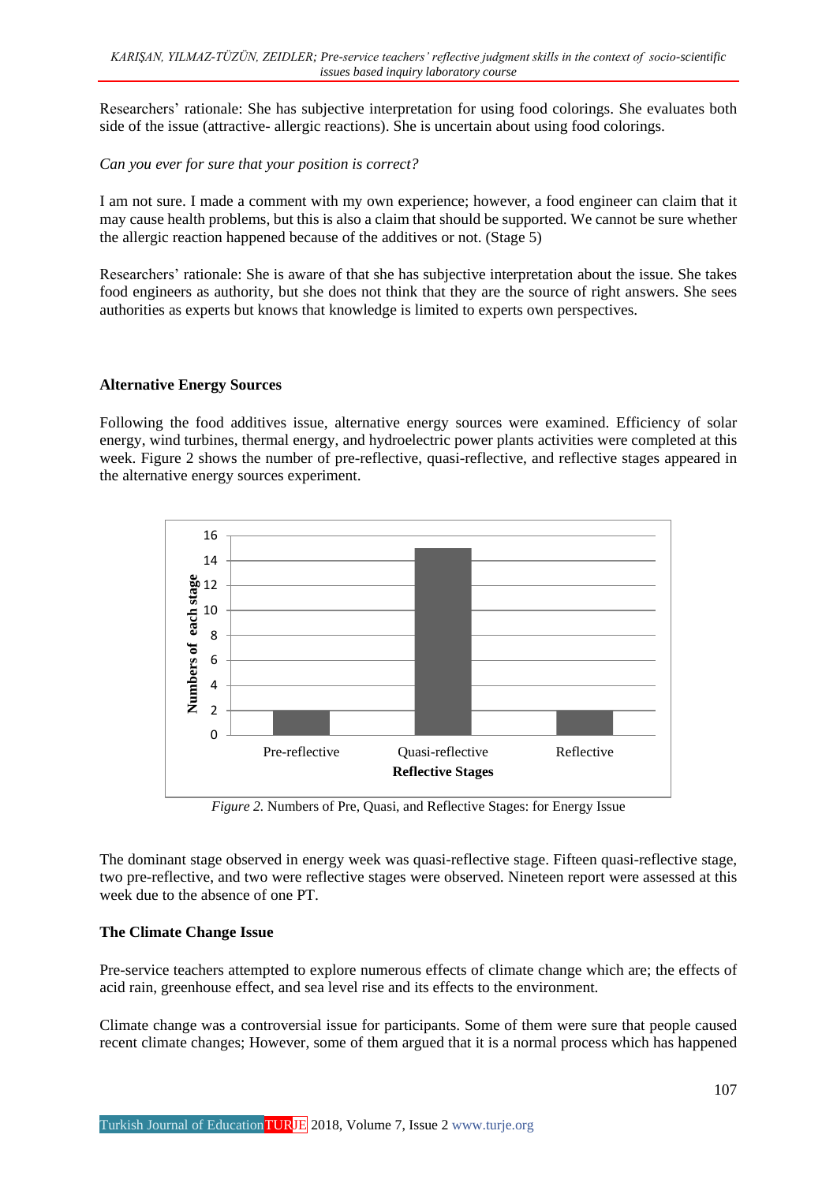Researchers' rationale: She has subjective interpretation for using food colorings. She evaluates both side of the issue (attractive- allergic reactions). She is uncertain about using food colorings.

*Can you ever for sure that your position is correct?*

I am not sure. I made a comment with my own experience; however, a food engineer can claim that it may cause health problems, but this is also a claim that should be supported. We cannot be sure whether the allergic reaction happened because of the additives or not. (Stage 5)

Researchers' rationale: She is aware of that she has subjective interpretation about the issue. She takes food engineers as authority, but she does not think that they are the source of right answers. She sees authorities as experts but knows that knowledge is limited to experts own perspectives.

### Alternative Energy Sources

Following the food additives issue, alternative energy sources were examined. Efficiency of solar energy, wind turbines, thermal energy, and hydroelectric power plants activities were completed at this week. Figure 2 shows the number of pre-reflective, quasi-reflective, and reflective stages appeared in the alternative energy sources experiment.

*Figure 2.* Numbers of Pre, Quasi, and Reflective Stages: for Energy Issue

The dominant stage observed in energy week was quasi-reflective stage. Fifteen quasi-reflective stage, two pre-reflective, and two were reflective stages were observed. Nineteen report were assessed at this week due to the absence of one PT.

### The Climate Change Issue

Pre-service teachers attempted to explore numerous effects of climate change which are; the effects of acid rain, greenhouse effect, and sea level rise and its effects to the environment.

Climate change was a controversial issue for participants. Some of them were sure that people caused recent climate changes; However, some of them argued that it is a normal process which has happened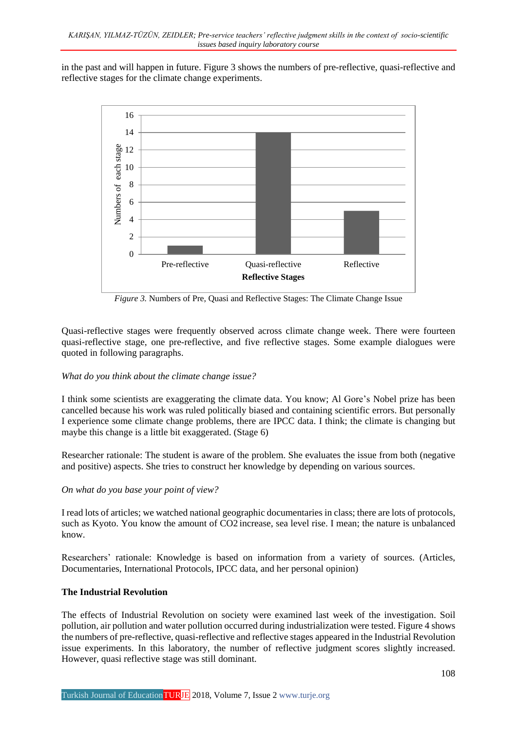in the past and will happen in future. Figure 3 shows the numbers of pre-reflective, quasi-reflective and reflective stages for the climate change experiments.

*Figure 3.* Numbers of Pre, Quasi and Reflective Stages: The Climate Change Issue

Quasi-reflective stages were frequently observed across climate change week. There were fourteen quasi-reflective stage, one pre-reflective, and five reflective stages. Some example dialogues were quoted in following paragraphs.

*What do you think about the climate change issue?*

I think some scientists are exaggerating the climate data. You know; Al Gore's Nobel prize has been cancelled because his work was ruled politically biased and containing scientific errors. But personally I experience some climate change problems, there are IPCC data. I think; the climate is changing but maybe this change is a little bit exaggerated. (Stage 6)

Researcher rationale: The student is aware of the problem. She evaluates the issue from both (negative and positive) aspects. She tries to construct her knowledge by depending on various sources.

*On what do you base your point of view?*

I read lots of articles; we watched national geographic documentaries in class; there are lots of protocols, such as Kyoto. You know the amount of $CO_2$ increase, sea level rise. I mean; the nature is unbalanced know.

Researchers' rationale: Knowledge is based on information from a variety of sources. (Articles, Documentaries, International Protocols, IPCC data, and her personal opinion)

**The Industrial Revolution**

The effects of Industrial Revolution on society were examined last week of the investigation. Soil pollution, air pollution and water pollution occurred during industrialization were tested. Figure 4 shows the numbers of pre-reflective, quasi-reflective and reflective stages appeared in the Industrial Revolution issue experiments. In this laboratory, the number of reflective judgment scores slightly increased. However, quasi reflective stage was still dominant.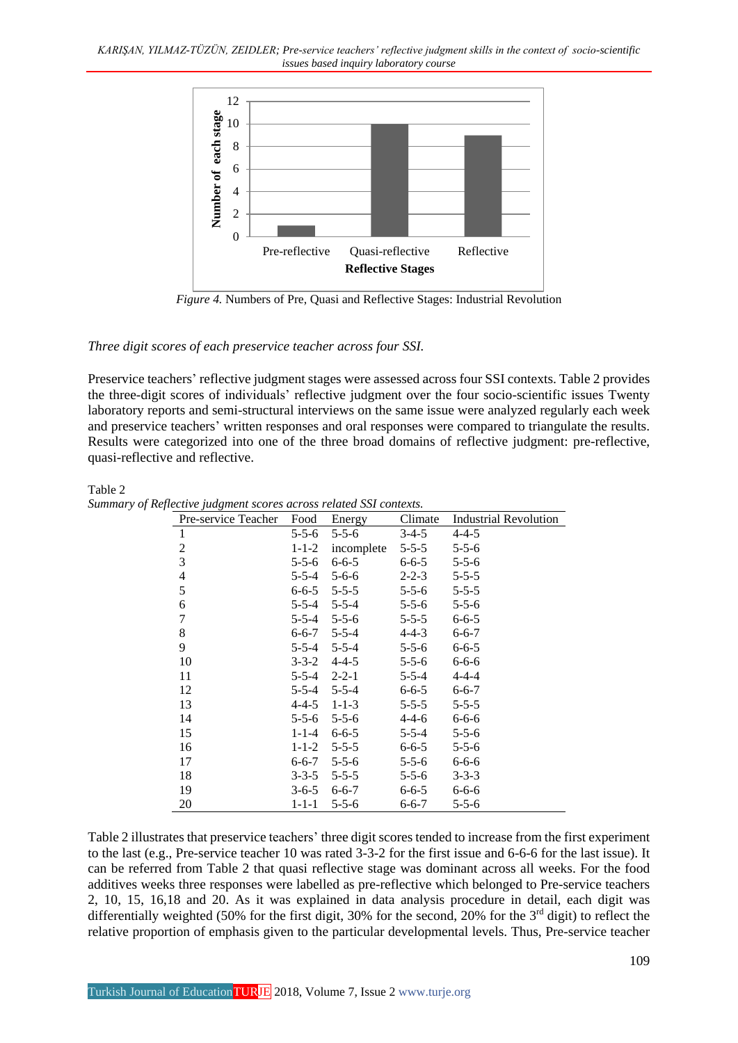*Figure 4.* Numbers of Pre, Quasi and Reflective Stages: Industrial Revolution

*Three digit scores of each preservice teacher across four SSI.*

Preservice teachers' reflective judgment stages were assessed across four SSI contexts. Table 2 provides the three-digit scores of individuals' reflective judgment over the four socio-scientific issues Twenty laboratory reports and semi-structural interviews on the same issue were analyzed regularly each week and preservice teachers' written responses and oral responses were compared to triangulate the results. Results were categorized into one of the three broad domains of reflective judgment: pre-reflective, quasi-reflective and reflective.

Table 2
*Summary of Reflective judgment scores across related SSI contexts.*

| Pre-service Teacher | Food | Energy | Climate | Industrial Revolution |
|---|---|---|---|---|
| 1 | 5-5-6 | 5-5-6 | 3-4-5 | 4-4-5 |
| 2 | 1-1-2 | incomplete | 5-5-5 | 5-5-6 |
| 3 | 5-5-6 | 6-6-5 | 6-6-5 | 5-5-6 |
| 4 | 5-5-4 | 5-6-6 | 2-2-3 | 5-5-5 |
| 5 | 6-6-5 | 5-5-5 | 5-5-6 | 5-5-5 |
| 6 | 5-5-4 | 5-5-4 | 5-5-6 | 5-5-6 |
| 7 | 5-5-4 | 5-5-6 | 5-5-5 | 6-6-5 |
| 8 | 6-6-7 | 5-5-4 | 4-4-3 | 6-6-7 |
| 9 | 5-5-4 | 5-5-4 | 5-5-6 | 6-6-5 |
| 10 | 3-3-2 | 4-4-5 | 5-5-6 | 6-6-6 |
| 11 | 5-5-4 | 2-2-1 | 5-5-4 | 4-4-4 |
| 12 | 5-5-4 | 5-5-4 | 6-6-5 | 6-6-7 |
| 13 | 4-4-5 | 1-1-3 | 5-5-5 | 5-5-5 |
| 14 | 5-5-6 | 5-5-6 | 4-4-6 | 6-6-6 |
| 15 | 1-1-4 | 6-6-5 | 5-5-4 | 5-5-6 |
| 16 | 1-1-2 | 5-5-5 | 6-6-5 | 5-5-6 |
| 17 | 6-6-7 | 5-5-6 | 5-5-6 | 6-6-6 |
| 18 | 3-3-5 | 5-5-5 | 5-5-6 | 3-3-3 |
| 19 | 3-6-5 | 6-6-7 | 6-6-5 | 6-6-6 |
| 20 | 1-1-1 | 5-5-6 | 6-6-7 | 5-5-6 |

Table 2 illustrates that preservice teachers' three digit scores tended to increase from the first experiment to the last (e.g., Pre-service teacher 10 was rated 3-3-2 for the first issue and 6-6-6 for the last issue). It can be referred from Table 2 that quasi reflective stage was dominant across all weeks. For the food additives weeks three responses were labelled as pre-reflective which belonged to Pre-service teachers 2, 10, 15, 16,18 and 20. As it was explained in data analysis procedure in detail, each digit was differentially weighted (50% for the first digit, 30% for the second, 20% for the 3rd digit) to reflect the relative proportion of emphasis given to the particular developmental levels. Thus, Pre-service teacher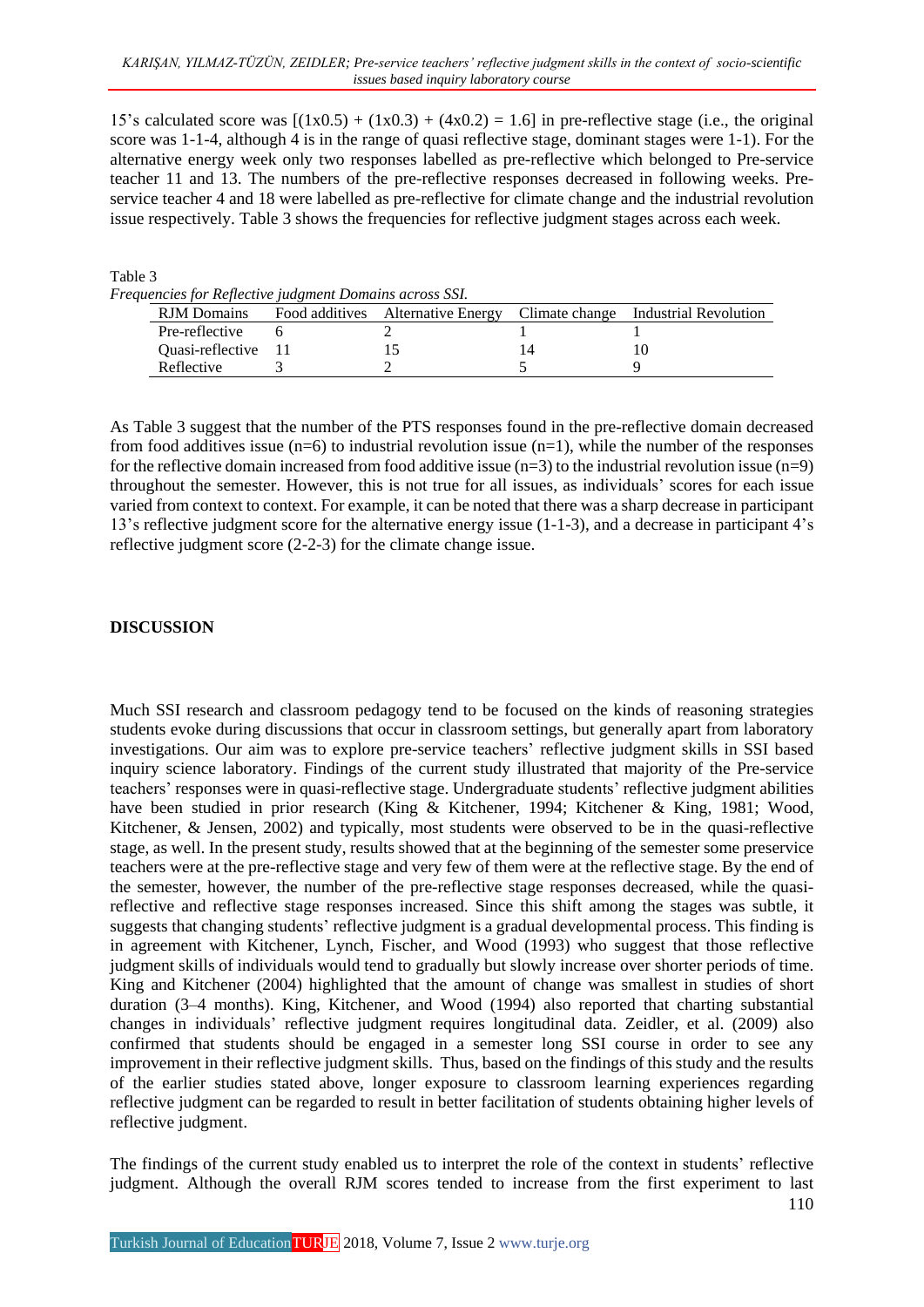15's calculated score was [(1x0.5) + (1x0.3) + (4x0.2) = 1.6] in pre-reflective stage (i.e., the original score was 1-1-4, although 4 is in the range of quasi reflective stage, dominant stages were 1-1). For the alternative energy week only two responses labelled as pre-reflective which belonged to Pre-service teacher 11 and 13. The numbers of the pre-reflective responses decreased in following weeks. Pre-service teacher 4 and 18 were labelled as pre-reflective for climate change and the industrial revolution issue respectively. Table 3 shows the frequencies for reflective judgment stages across each week.

Table 3
*Frequencies for Reflective judgment Domains across SSI.*

| RJM Domains | Food additives | Alternative Energy | Climate change | Industrial Revolution |
|---|---|---|---|---|
| Pre-reflective | 6 | 2 | 1 | 1 |
| Quasi-reflective | 11 | 15 | 14 | 10 |
| Reflective | 3 | 2 | 5 | 9 |

As Table 3 suggest that the number of the PTS responses found in the pre-reflective domain decreased from food additives issue (n=6) to industrial revolution issue (n=1), while the number of the responses for the reflective domain increased from food additive issue (n=3) to the industrial revolution issue (n=9) throughout the semester. However, this is not true for all issues, as individuals' scores for each issue varied from context to context. For example, it can be noted that there was a sharp decrease in participant 13's reflective judgment score for the alternative energy issue (1-1-3), and a decrease in participant 4's reflective judgment score (2-2-3) for the climate change issue.

## DISCUSSION

Much SSI research and classroom pedagogy tend to be focused on the kinds of reasoning strategies students evoke during discussions that occur in classroom settings, but generally apart from laboratory investigations. Our aim was to explore pre-service teachers' reflective judgment skills in SSI based inquiry science laboratory. Findings of the current study illustrated that majority of the Pre-service teachers' responses were in quasi-reflective stage. Undergraduate students' reflective judgment abilities have been studied in prior research (King & Kitchener, 1994; Kitchener & King, 1981; Wood, Kitchener, & Jensen, 2002) and typically, most students were observed to be in the quasi-reflective stage, as well. In the present study, results showed that at the beginning of the semester some preservice teachers were at the pre-reflective stage and very few of them were at the reflective stage. By the end of the semester, however, the number of the pre-reflective stage responses decreased, while the quasi-reflective and reflective stage responses increased. Since this shift among the stages was subtle, it suggests that changing students' reflective judgment is a gradual developmental process. This finding is in agreement with Kitchener, Lynch, Fischer, and Wood (1993) who suggest that those reflective judgment skills of individuals would tend to gradually but slowly increase over shorter periods of time. King and Kitchener (2004) highlighted that the amount of change was smallest in studies of short duration (3–4 months). King, Kitchener, and Wood (1994) also reported that charting substantial changes in individuals' reflective judgment requires longitudinal data. Zeidler, et al. (2009) also confirmed that students should be engaged in a semester long SSI course in order to see any improvement in their reflective judgment skills. Thus, based on the findings of this study and the results of the earlier studies stated above, longer exposure to classroom learning experiences regarding reflective judgment can be regarded to result in better facilitation of students obtaining higher levels of reflective judgment.

The findings of the current study enabled us to interpret the role of the context in students' reflective judgment. Although the overall RJM scores tended to increase from the first experiment to last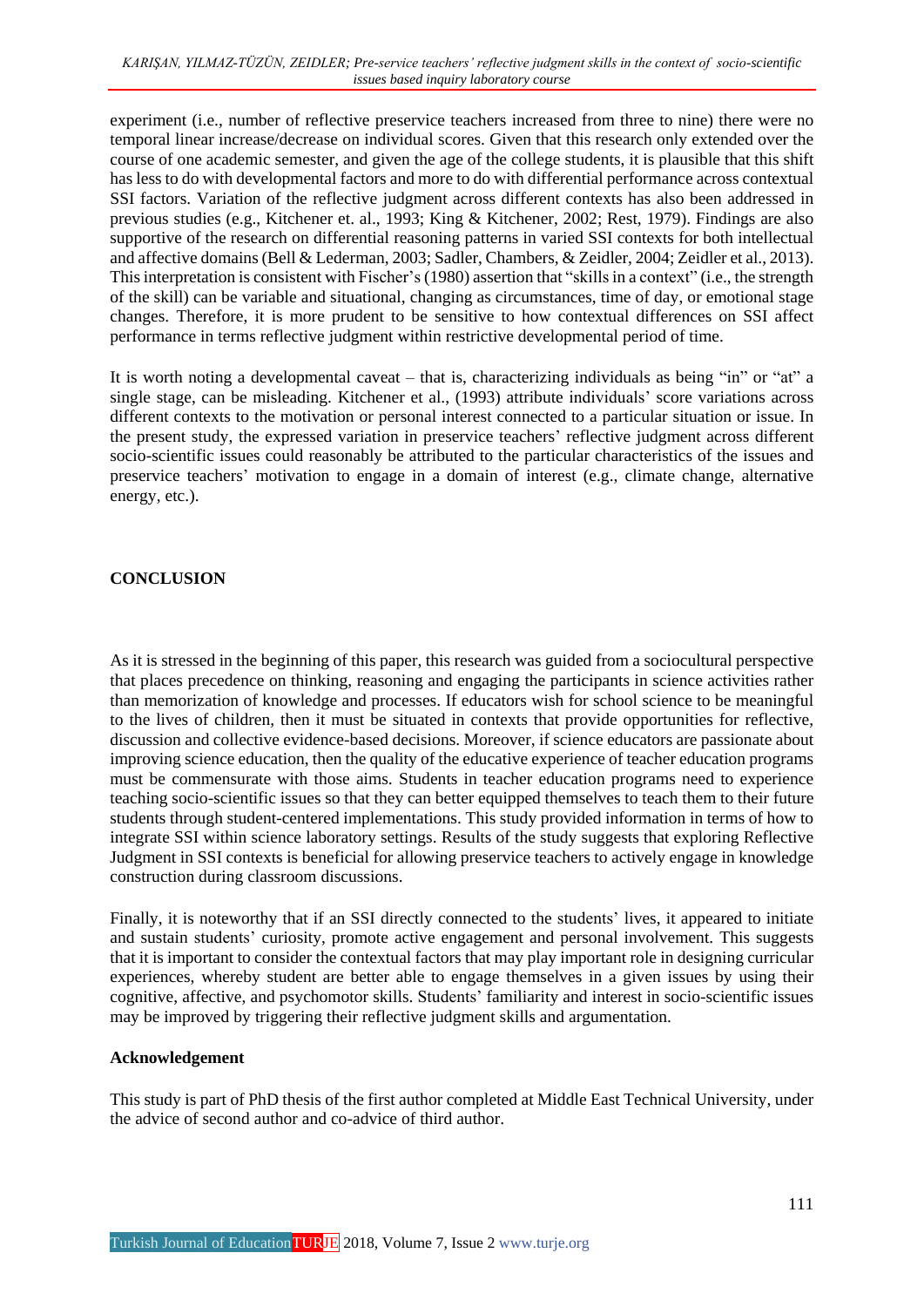experiment (i.e., number of reflective preservice teachers increased from three to nine) there were no temporal linear increase/decrease on individual scores. Given that this research only extended over the course of one academic semester, and given the age of the college students, it is plausible that this shift has less to do with developmental factors and more to do with differential performance across contextual SSI factors. Variation of the reflective judgment across different contexts has also been addressed in previous studies (e.g., Kitchener et. al., 1993; King & Kitchener, 2002; Rest, 1979). Findings are also supportive of the research on differential reasoning patterns in varied SSI contexts for both intellectual and affective domains (Bell & Lederman, 2003; Sadler, Chambers, & Zeidler, 2004; Zeidler et al., 2013). This interpretation is consistent with Fischer's (1980) assertion that "skills in a context" (i.e., the strength of the skill) can be variable and situational, changing as circumstances, time of day, or emotional stage changes. Therefore, it is more prudent to be sensitive to how contextual differences on SSI affect performance in terms reflective judgment within restrictive developmental period of time.

It is worth noting a developmental caveat – that is, characterizing individuals as being "in" or "at" a single stage, can be misleading. Kitchener et al., (1993) attribute individuals' score variations across different contexts to the motivation or personal interest connected to a particular situation or issue. In the present study, the expressed variation in preservice teachers' reflective judgment across different socio-scientific issues could reasonably be attributed to the particular characteristics of the issues and preservice teachers' motivation to engage in a domain of interest (e.g., climate change, alternative energy, etc.).

## CONCLUSION

As it is stressed in the beginning of this paper, this research was guided from a sociocultural perspective that places precedence on thinking, reasoning and engaging the participants in science activities rather than memorization of knowledge and processes. If educators wish for school science to be meaningful to the lives of children, then it must be situated in contexts that provide opportunities for reflective, discussion and collective evidence-based decisions. Moreover, if science educators are passionate about improving science education, then the quality of the educative experience of teacher education programs must be commensurate with those aims. Students in teacher education programs need to experience teaching socio-scientific issues so that they can better equipped themselves to teach them to their future students through student-centered implementations. This study provided information in terms of how to integrate SSI within science laboratory settings. Results of the study suggests that exploring Reflective Judgment in SSI contexts is beneficial for allowing preservice teachers to actively engage in knowledge construction during classroom discussions.

Finally, it is noteworthy that if an SSI directly connected to the students' lives, it appeared to initiate and sustain students' curiosity, promote active engagement and personal involvement. This suggests that it is important to consider the contextual factors that may play important role in designing curricular experiences, whereby student are better able to engage themselves in a given issues by using their cognitive, affective, and psychomotor skills. Students' familiarity and interest in socio-scientific issues may be improved by triggering their reflective judgment skills and argumentation.

### Acknowledgement

This study is part of PhD thesis of the first author completed at Middle East Technical University, under the advice of second author and co-advice of third author.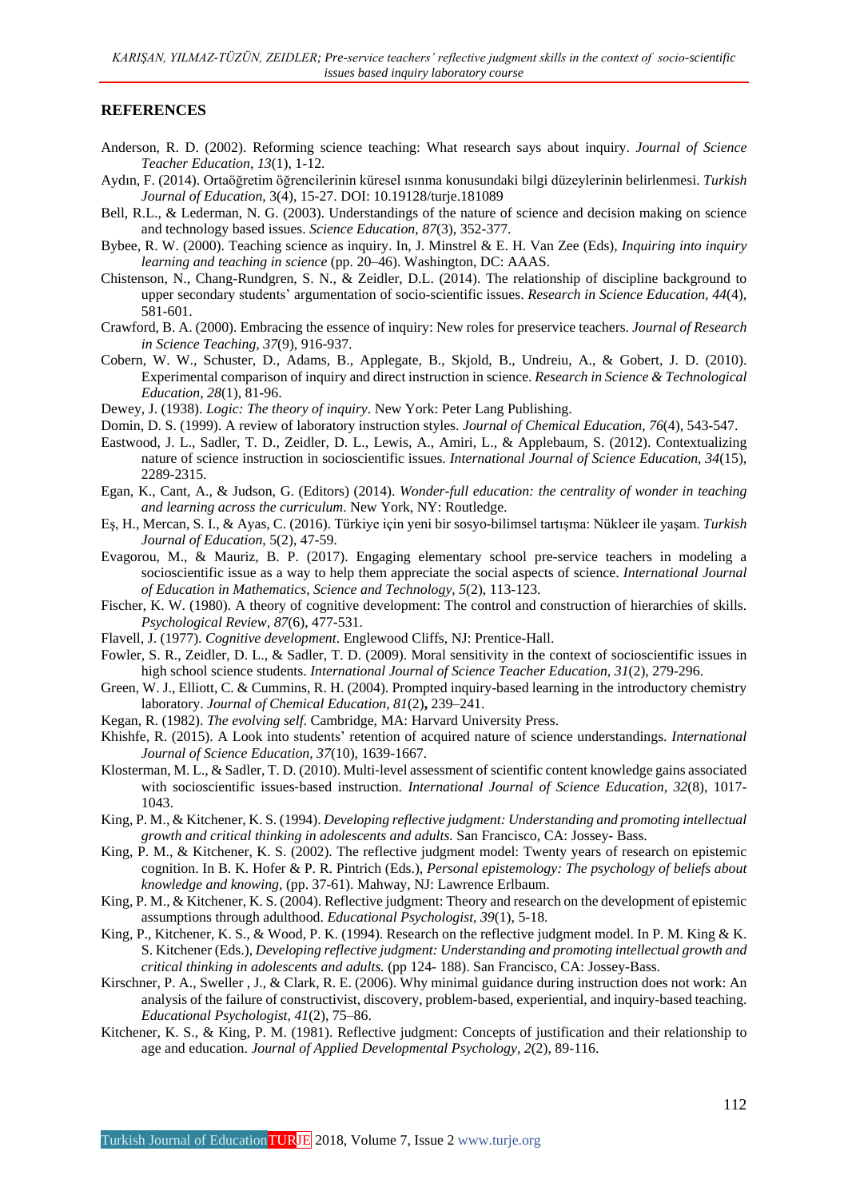## REFERENCES

Anderson, R. D. (2002). Reforming science teaching: What research says about inquiry. *Journal of Science Teacher Education, 13*(1), 1-12.

Aydın, F. (2014). Ortaöğretim öğrencilerinin küresel ısınma konusundaki bilgi düzeylerinin belirlenmesi. *Turkish Journal of Education,* 3(4), 15-27. DOI: 10.19128/turje.181089

Bell, R.L., & Lederman, N. G. (2003). Understandings of the nature of science and decision making on science and technology based issues. *Science Education, 87*(3), 352-377.

Bybee, R. W. (2000). Teaching science as inquiry. In, J. Minstrel & E. H. Van Zee (Eds), *Inquiring into inquiry learning and teaching in science* (pp. 20–46). Washington, DC: AAAS.

Chistenson, N., Chang-Rundgren, S. N., & Zeidler, D.L. (2014). The relationship of discipline background to upper secondary students' argumentation of socio-scientific issues. *Research in Science Education, 44*(4), 581-601.

Crawford, B. A. (2000). Embracing the essence of inquiry: New roles for preservice teachers. *Journal of Research in Science Teaching, 37*(9), 916-937.

Cobern, W. W., Schuster, D., Adams, B., Applegate, B., Skjold, B., Undreiu, A., & Gobert, J. D. (2010). Experimental comparison of inquiry and direct instruction in science. *Research in Science & Technological Education, 28*(1), 81-96.

Dewey, J. (1938). *Logic: The theory of inquiry*. New York: Peter Lang Publishing.

Domin, D. S. (1999). A review of laboratory instruction styles. *Journal of Chemical Education, 76*(4), 543-547.

Eastwood, J. L., Sadler, T. D., Zeidler, D. L., Lewis, A., Amiri, L., & Applebaum, S. (2012). Contextualizing nature of science instruction in socioscientific issues. *International Journal of Science Education, 34*(15), 2289-2315.

Egan, K., Cant, A., & Judson, G. (Editors) (2014). *Wonder-full education: the centrality of wonder in teaching and learning across the curriculum*. New York, NY: Routledge.

Eş, H., Mercan, S. I., & Ayas, C. (2016). Türkiye için yeni bir sosyo-bilimsel tartışma: Nükleer ile yaşam. *Turkish Journal of Education*, 5(2), 47-59.

Evagorou, M., & Mauriz, B. P. (2017). Engaging elementary school pre-service teachers in modeling a socioscientific issue as a way to help them appreciate the social aspects of science. *International Journal of Education in Mathematics, Science and Technology, 5*(2), 113-123.

Fischer, K. W. (1980). A theory of cognitive development: The control and construction of hierarchies of skills. *Psychological Review, 87*(6), 477-531.

Flavell, J. (1977). *Cognitive development*. Englewood Cliffs, NJ: Prentice-Hall.

Fowler, S. R., Zeidler, D. L., & Sadler, T. D. (2009). Moral sensitivity in the context of socioscientific issues in high school science students. *International Journal of Science Teacher Education, 31*(2), 279-296.

Green, W. J., Elliott, C. & Cummins, R. H. (2004). Prompted inquiry-based learning in the introductory chemistry laboratory. *Journal of Chemical Education, 81*(2)**,** 239–241.

Kegan, R. (1982). *The evolving self.* Cambridge, MA: Harvard University Press.

Khishfe, R. (2015). A Look into students' retention of acquired nature of science understandings. *International Journal of Science Education, 37*(10), 1639-1667.

Klosterman, M. L., & Sadler, T. D. (2010). Multi-level assessment of scientific content knowledge gains associated with socioscientific issues-based instruction. *International Journal of Science Education, 32*(8), 1017-1043.

King, P. M., & Kitchener, K. S. (1994). *Developing reflective judgment: Understanding and promoting intellectual growth and critical thinking in adolescents and adults.* San Francisco, CA: Jossey- Bass.

King, P. M., & Kitchener, K. S. (2002). The reflective judgment model: Twenty years of research on epistemic cognition. In B. K. Hofer & P. R. Pintrich (Eds.), *Personal epistemology: The psychology of beliefs about knowledge and knowing,* (pp. 37-61). Mahway, NJ: Lawrence Erlbaum.

King, P. M., & Kitchener, K. S. (2004). Reflective judgment: Theory and research on the development of epistemic assumptions through adulthood. *Educational Psychologist, 39*(1), 5-18.

King, P., Kitchener, K. S., & Wood, P. K. (1994). Research on the reflective judgment model. In P. M. King & K. S. Kitchener (Eds.), *Developing reflective judgment: Understanding and promoting intellectual growth and critical thinking in adolescents and adults.* (pp 124- 188). San Francisco, CA: Jossey-Bass.

Kirschner, P. A., Sweller , J., & Clark, R. E. (2006). Why minimal guidance during instruction does not work: An analysis of the failure of constructivist, discovery, problem-based, experiential, and inquiry-based teaching. *Educational Psychologist, 41*(2), 75–86.

Kitchener, K. S., & King, P. M. (1981). Reflective judgment: Concepts of justification and their relationship to age and education. *Journal of Applied Developmental Psychology, 2*(2), 89-116.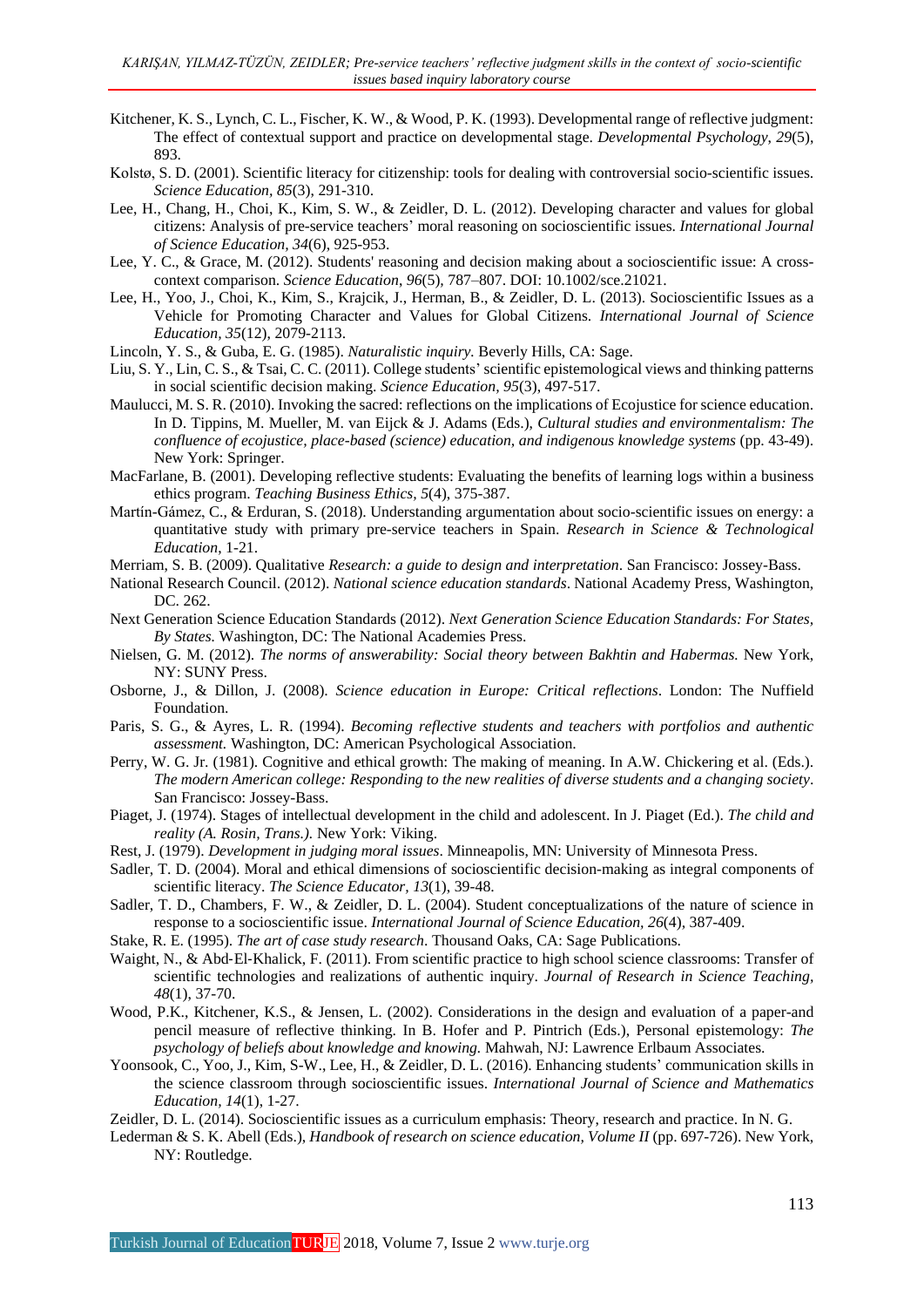Kitchener, K. S., Lynch, C. L., Fischer, K. W., & Wood, P. K. (1993). Developmental range of reflective judgment: The effect of contextual support and practice on developmental stage. *Developmental Psychology, 29*(5), 893.

Kolstø, S. D. (2001). Scientific literacy for citizenship: tools for dealing with controversial socio-scientific issues. *Science Education*, *85*(3), 291-310.

Lee, H., Chang, H., Choi, K., Kim, S. W., & Zeidler, D. L. (2012). Developing character and values for global citizens: Analysis of pre-service teachers' moral reasoning on socioscientific issues. *International Journal of Science Education, 34*(6), 925-953.

Lee, Y. C., & Grace, M. (2012). Students' reasoning and decision making about a socioscientific issue: A cross-context comparison. *Science Education*, *96*(5), 787–807. DOI: 10.1002/sce.21021.

Lee, H., Yoo, J., Choi, K., Kim, S., Krajcik, J., Herman, B., & Zeidler, D. L. (2013). Socioscientific Issues as a Vehicle for Promoting Character and Values for Global Citizens. *International Journal of Science Education, 35*(12), 2079-2113.

Lincoln, Y. S., & Guba, E. G. (1985). *Naturalistic inquiry.* Beverly Hills, CA: Sage.

Liu, S. Y., Lin, C. S., & Tsai, C. C. (2011). College students' scientific epistemological views and thinking patterns in social scientific decision making. *Science Education, 95*(3), 497-517.

Maulucci, M. S. R. (2010). Invoking the sacred: reflections on the implications of Ecojustice for science education. In D. Tippins, M. Mueller, M. van Eijck & J. Adams (Eds.), *Cultural studies and environmentalism: The confluence of ecojustice, place-based (science) education, and indigenous knowledge systems* (pp. 43-49). New York: Springer.

MacFarlane, B. (2001). Developing reflective students: Evaluating the benefits of learning logs within a business ethics program. *Teaching Business Ethics, 5*(4), 375-387.

Martín-Gámez, C., & Erduran, S. (2018). Understanding argumentation about socio-scientific issues on energy: a quantitative study with primary pre-service teachers in Spain. *Research in Science & Technological Education*, 1-21.

Merriam, S. B. (2009). Qualitative *Research: a guide to design and interpretation*. San Francisco: Jossey-Bass.

National Research Council. (2012). *National science education standards*. National Academy Press, Washington, DC. 262.

Next Generation Science Education Standards (2012). *Next Generation Science Education Standards: For States, By States.* Washington, DC: The National Academies Press.

Nielsen, G. M. (2012). *The norms of answerability: Social theory between Bakhtin and Habermas.* New York, NY: SUNY Press.

Osborne, J., & Dillon, J. (2008). *Science education in Europe: Critical reflections*. London: The Nuffield Foundation.

Paris, S. G., & Ayres, L. R. (1994). *Becoming reflective students and teachers with portfolios and authentic assessment.* Washington, DC: American Psychological Association.

Perry, W. G. Jr. (1981). Cognitive and ethical growth: The making of meaning. In A.W. Chickering et al. (Eds.). *The modern American college: Responding to the new realities of diverse students and a changing society*. San Francisco: Jossey-Bass.

Piaget, J. (1974). Stages of intellectual development in the child and adolescent. In J. Piaget (Ed.). *The child and reality (A. Rosin, Trans.).* New York: Viking.

Rest, J. (1979). *Development in judging moral issues*. Minneapolis, MN: University of Minnesota Press.

Sadler, T. D. (2004). Moral and ethical dimensions of socioscientific decision-making as integral components of scientific literacy. *The Science Educator, 13*(1), 39-48.

Sadler, T. D., Chambers, F. W., & Zeidler, D. L. (2004). Student conceptualizations of the nature of science in response to a socioscientific issue. *International Journal of Science Education, 26*(4), 387-409.

Stake, R. E. (1995). *The art of case study research*. Thousand Oaks, CA: Sage Publications.

Waight, N., & Abd‐El‐Khalick, F. (2011). From scientific practice to high school science classrooms: Transfer of scientific technologies and realizations of authentic inquiry. *Journal of Research in Science Teaching, 48*(1), 37-70.

Wood, P.K., Kitchener, K.S., & Jensen, L. (2002). Considerations in the design and evaluation of a paper-and pencil measure of reflective thinking. In B. Hofer and P. Pintrich (Eds.), Personal epistemology: *The psychology of beliefs about knowledge and knowing.* Mahwah, NJ: Lawrence Erlbaum Associates.

Yoonsook, C., Yoo, J., Kim, S-W., Lee, H., & Zeidler, D. L. (2016). Enhancing students' communication skills in the science classroom through socioscientific issues. *International Journal of Science and Mathematics Education, 14*(1), 1-27.

Zeidler, D. L. (2014). Socioscientific issues as a curriculum emphasis: Theory, research and practice. In N. G. Lederman & S. K. Abell (Eds.), *Handbook of research on science education, Volume II* (pp. 697-726). New York, NY: Routledge.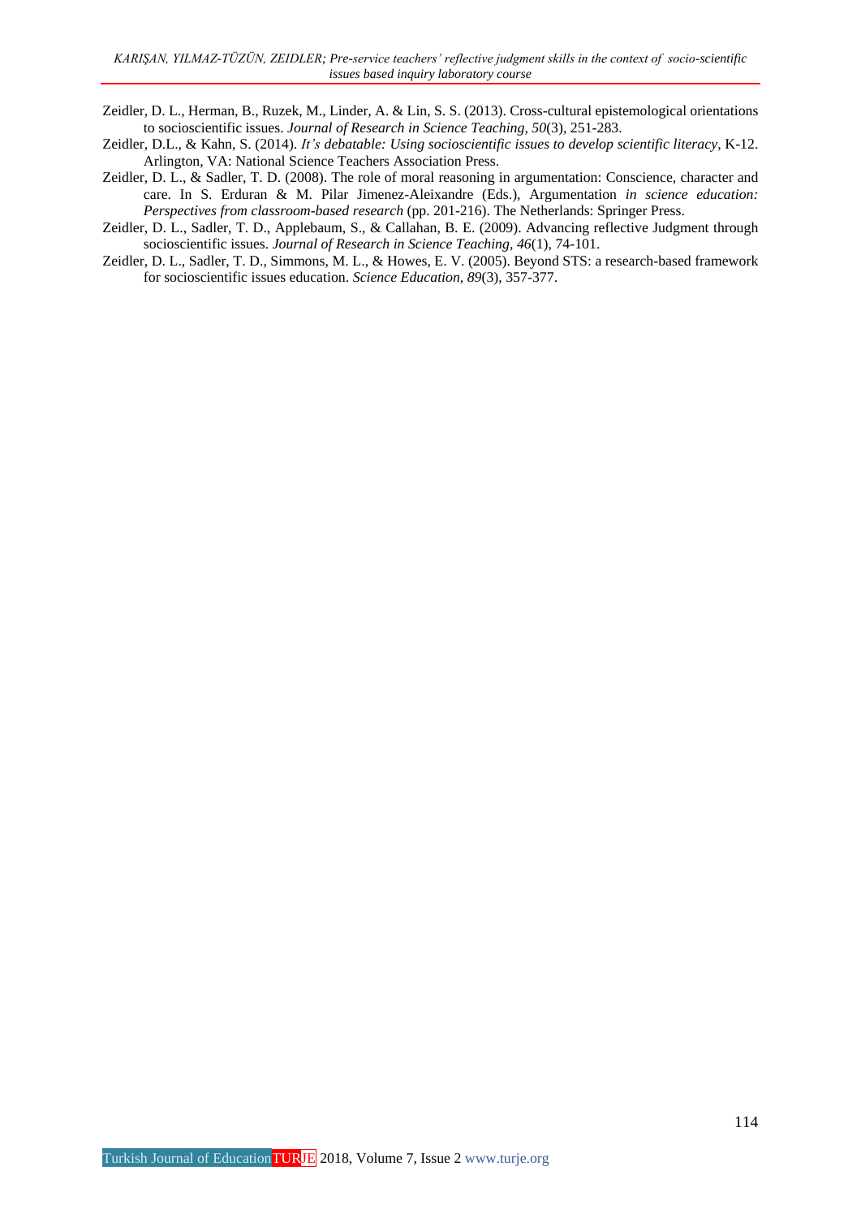Zeidler, D. L., Herman, B., Ruzek, M., Linder, A. & Lin, S. S. (2013). Cross-cultural epistemological orientations to socioscientific issues. *Journal of Research in Science Teaching, 50*(3), 251-283.

Zeidler, D.L., & Kahn, S. (2014). *It's debatable: Using socioscientific issues to develop scientific literacy*, K-12. Arlington, VA: National Science Teachers Association Press.

Zeidler, D. L., & Sadler, T. D. (2008). The role of moral reasoning in argumentation: Conscience, character and care. In S. Erduran & M. Pilar Jimenez-Aleixandre (Eds.), Argumentation *in science education: Perspectives from classroom-based research* (pp. 201-216). The Netherlands: Springer Press.

Zeidler, D. L., Sadler, T. D., Applebaum, S., & Callahan, B. E. (2009). Advancing reflective Judgment through socioscientific issues. *Journal of Research in Science Teaching, 46*(1), 74-101.

Zeidler, D. L., Sadler, T. D., Simmons, M. L., & Howes, E. V. (2005). Beyond STS: a research-based framework for socioscientific issues education. *Science Education, 89*(3), 357-377.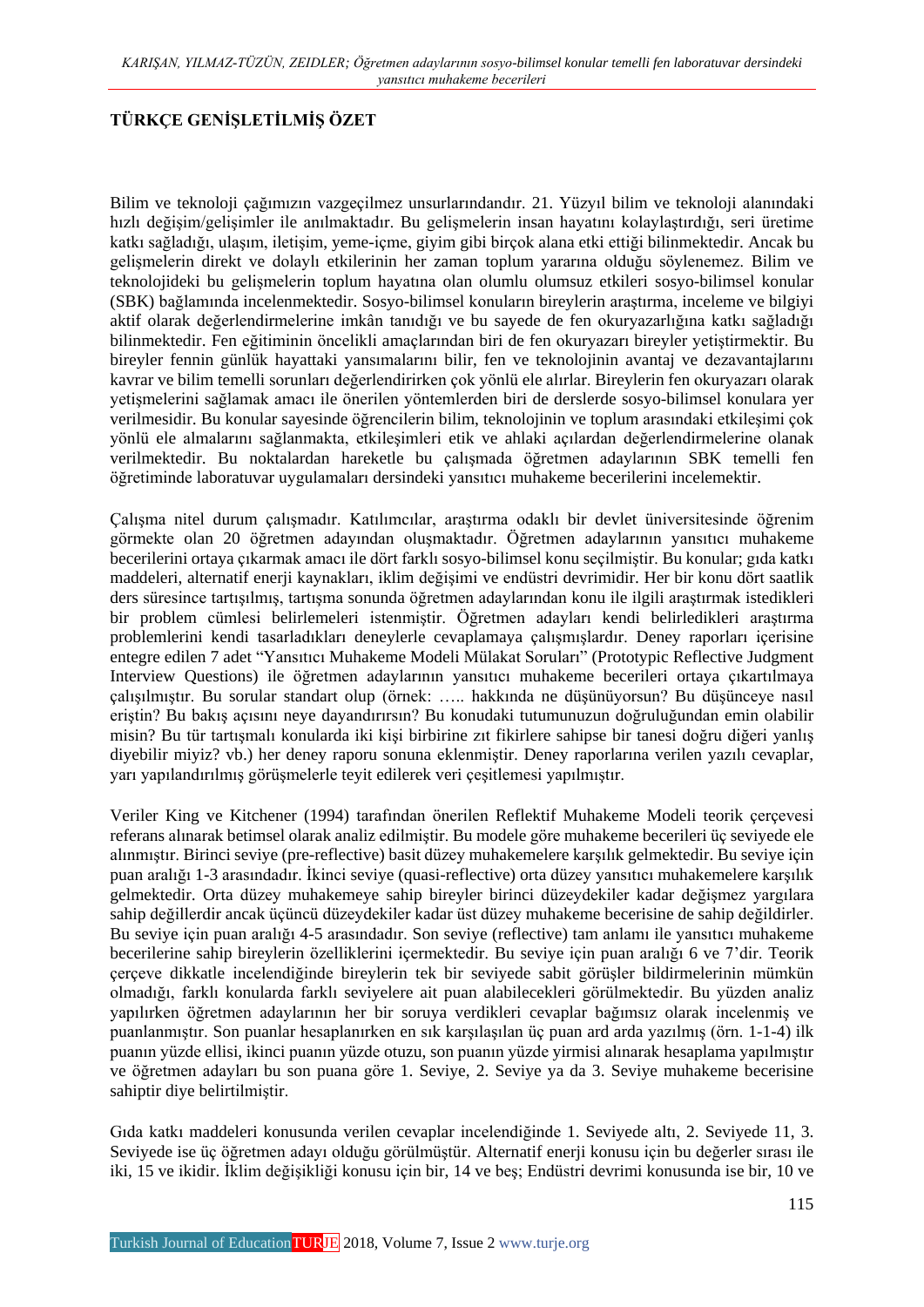## TÜRKÇE GENİŞLETİLMİŞ ÖZET

Bilim ve teknoloji çağımızın vazgeçilmez unsurlarındandır. 21. Yüzyıl bilim ve teknoloji alanındaki hızlı değişim/gelişimler ile anılmaktadır. Bu gelişmelerin insan hayatını kolaylaştırdığı, seri üretime katkı sağladığı, ulaşım, iletişim, yeme-içme, giyim gibi birçok alana etki ettiği bilinmektedir. Ancak bu gelişmelerin direkt ve dolaylı etkilerinin her zaman toplum yararına olduğu söylenemez. Bilim ve teknolojideki bu gelişmelerin toplum hayatına olan olumlu olumsuz etkileri sosyo-bilimsel konular (SBK) bağlamında incelenmektedir. Sosyo-bilimsel konuların bireylerin araştırma, inceleme ve bilgiyi aktif olarak değerlendirmelerine imkân tanıdığı ve bu sayede de fen okuryazarlığına katkı sağladığı bilinmektedir. Fen eğitiminin öncelikli amaçlarından biri de fen okuryazarı bireyler yetiştirmektir. Bu bireyler fennin günlük hayattaki yansımalarını bilir, fen ve teknolojinin avantaj ve dezavantajlarını kavrar ve bilim temelli sorunları değerlendirirken çok yönlü ele alırlar. Bireylerin fen okuryazarı olarak yetişmelerini sağlamak amacı ile önerilen yöntemlerden biri de derslerde sosyo-bilimsel konulara yer verilmesidir. Bu konular sayesinde öğrencilerin bilim, teknolojinin ve toplum arasındaki etkileşimi çok yönlü ele almaları sağlanmakta, etkileşimleri etik ve ahlaki açılardan değerlendirmelerine olanak verilmektedir. Bu noktalardan hareketle bu çalışmada öğretmen adaylarının SBK temelli fen öğretiminde laboratuvar uygulamaları dersindeki yansıtıcı muhakeme becerilerini incelemektir.

Çalışma nitel durum çalışmadır. Katılımcılar, araştırma odaklı bir devlet üniversitesinde öğrenim görmekte olan 20 öğretmen adayından oluşmaktadır. Öğretmen adaylarının yansıtıcı muhakeme becerilerini ortaya çıkarmak amacı ile dört farklı sosyo-bilimsel konu seçilmiştir. Bu konular; gıda katkı maddeleri, alternatif enerji kaynakları, iklim değişimi ve endüstri devrimidir. Her bir konu dört saatlik ders süresince tartışılmış, tartışma sonunda öğretmen adaylarından konu ile ilgili araştırmak istedikleri bir problem cümlesi belirlemeleri istenmiştir. Öğretmen adayları kendi belirledikleri araştırma problemlerini kendi tasarladıkları deneylerle cevaplamaya çalışmışlardır. Deney raporları içerisine entegre edilen 7 adet "Yansıtıcı Muhakeme Modeli Mülakat Soruları" (Prototypic Reflective Judgment Interview Questions) ile öğretmen adaylarının yansıtıcı muhakeme becerileri ortaya çıkartılmaya çalışılmıştır. Bu sorular standart olup (örnek: ….. hakkında ne düşünüyorsun? Bu düşünceye nasıl eriştin? Bu bakış açısını neye dayandırırsın? Bu konudaki tutumunuzun doğruluğundan emin olabilir misin? Bu tür tartışmalı konularda iki kişi birbirine zıt fikirlere sahipse bir tanesi doğru diğeri yanlış diyebilir miyiz? vb.) her deney raporu sonuna eklenmiştir. Deney raporlarına verilen yazılı cevaplar, yarı yapılandırılmış görüşmelerle teyit edilerek veri çeşitlemesi yapılmıştır.

Veriler King ve Kitchener (1994) tarafından önerilen Reflektif Muhakeme Modeli teorik çerçevesi referans alınarak betimsel olarak analiz edilmiştir. Bu modele göre muhakeme becerileri üç seviyede ele alınmıştır. Birinci seviye (pre-reflective) basit düzey muhakemelere karşılık gelmektedir. Bu seviye için puan aralığı 1-3 arasındadır. İkinci seviye (quasi-reflective) orta düzey yansıtıcı muhakemelere karşılık gelmektedir. Orta düzey muhakemeye sahip bireyler birinci düzeydekiler kadar değişmez yargılara sahip değillerdir ancak üçüncü düzeydekiler kadar üst düzey muhakeme becerisine de sahip değildirler. Bu seviye için puan aralığı 4-5 arasındadır. Son seviye (reflective) tam anlamı ile yansıtıcı muhakeme becerilerine sahip bireylerin özelliklerini içermektedir. Bu seviye için puan aralığı 6 ve 7'dir. Teorik çerçeve dikkatle incelendiğinde bireylerin tek bir seviyede sabit görüşler bildirmelerinin mümkün olmadığı, farklı konularda farklı seviyelere ait puan alabilecekleri görülmektedir. Bu yüzden analiz yapılırken öğretmen adaylarının her bir soruya verdikleri cevaplar bağımsız olarak incelenmiş ve puanlanmıştır. Son puanlar hesaplanırken en sık karşılaşılan üç puan ard arda yazılmış (örn. 1-1-4) ilk puanın yüzde ellisi, ikinci puanın yüzde otuzu, son puanın yüzde yirmisi alınarak hesaplama yapılmıştır ve öğretmen adayları bu son puana göre 1. Seviye, 2. Seviye ya da 3. Seviye muhakeme becerisine sahiptir diye belirtilmiştir.

Gıda katkı maddeleri konusunda verilen cevaplar incelendiğinde 1. Seviyede altı, 2. Seviyede 11, 3. Seviyede ise üç öğretmen adayı olduğu görülmüştür. Alternatif enerji konusu için bu değerler sırası ile iki, 15 ve ikidir. İklim değişikliği konusu için bir, 14 ve beş; Endüstri devrimi konusunda ise bir, 10 ve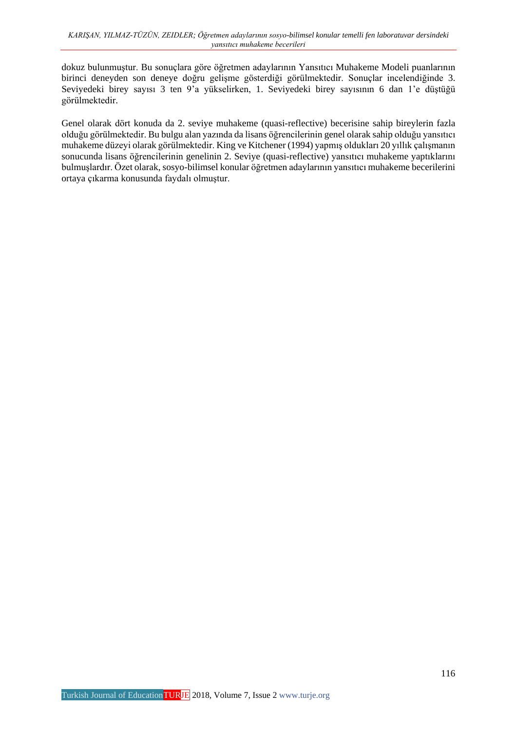dokuz bulunmuştur. Bu sonuçlara göre öğretmen adaylarının Yansıtıcı Muhakeme Modeli puanlarının birinci deneyden son deneye doğru gelişme gösterdiği görülmektedir. Sonuçlar incelendiğinde 3. Seviyedeki birey sayısı 3 ten 9'a yükselirken, 1. Seviyedeki birey sayısının 6 dan 1'e düştüğü görülmektedir.

Genel olarak dört konuda da 2. seviye muhakeme (quasi-reflective) becerisine sahip bireylerin fazla olduğu görülmektedir. Bu bulgu alan yazında da lisans öğrencilerinin genel olarak sahip olduğu yansıtıcı muhakeme düzeyi olarak görülmektedir. King ve Kitchener (1994) yapmış oldukları 20 yıllık çalışmanın sonucunda lisans öğrencilerinin genelinin 2. Seviye (quasi-reflective) yansıtıcı muhakeme yaptıklarını bulmuşlardır. Özet olarak, sosyo-bilimsel konular öğretmen adaylarının yansıtıcı muhakeme becerilerini ortaya çıkarma konusunda faydalı olmuştur.